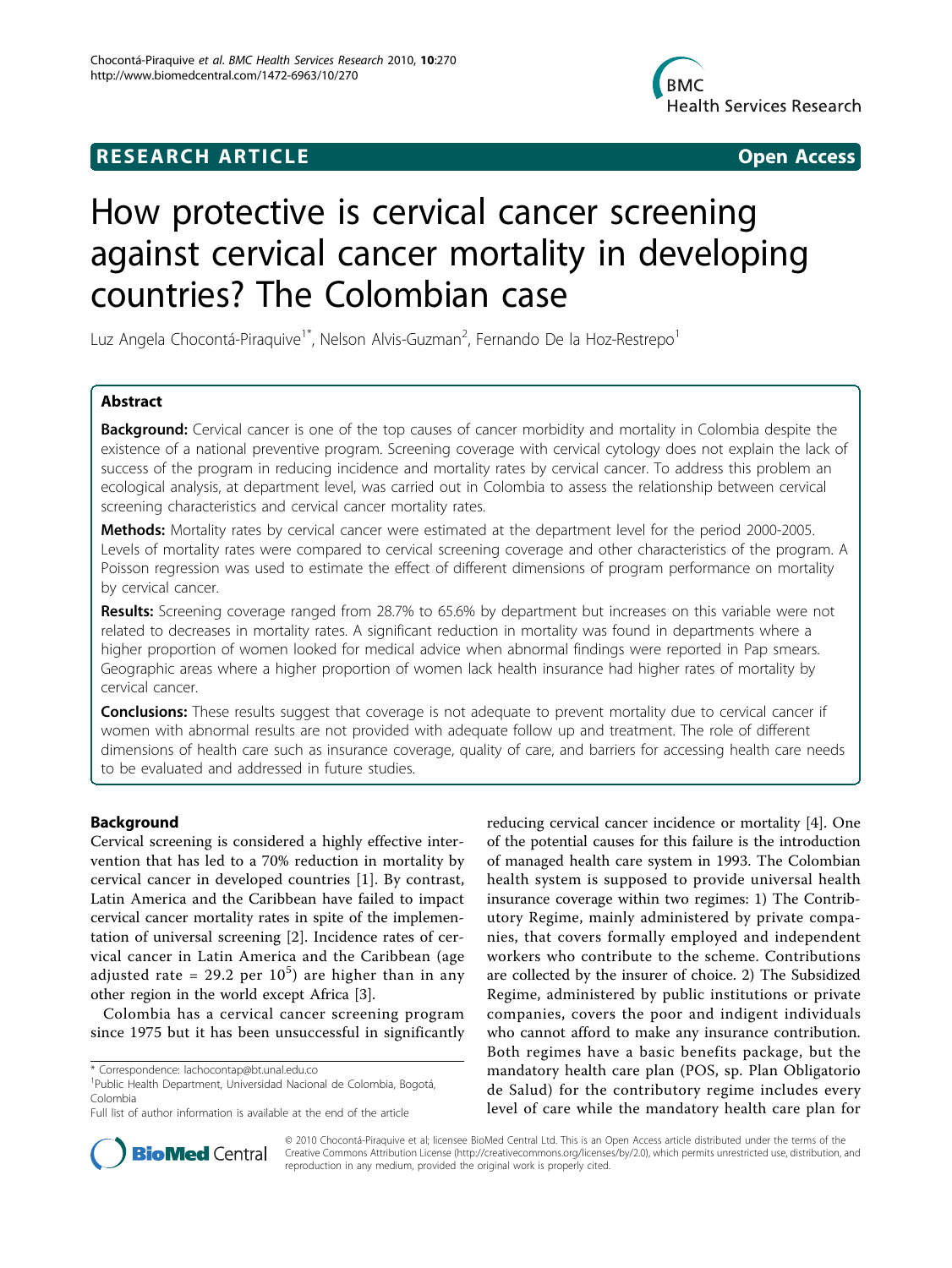**RESEARCH ARTICLE** **Open Access**

# How protective is cervical cancer screening against cervical cancer mortality in developing countries? The Colombian case

Luz Angela Chocontá-Piraquive[1*], Nelson Alvis-Guzman[2], Fernando De la Hoz-Restrepo[1]

## Abstract

**Background:** Cervical cancer is one of the top causes of cancer morbidity and mortality in Colombia despite the existence of a national preventive program. Screening coverage with cervical cytology does not explain the lack of success of the program in reducing incidence and mortality rates by cervical cancer. To address this problem an ecological analysis, at department level, was carried out in Colombia to assess the relationship between cervical screening characteristics and cervical cancer mortality rates.

**Methods:** Mortality rates by cervical cancer were estimated at the department level for the period 2000-2005. Levels of mortality rates were compared to cervical screening coverage and other characteristics of the program. A Poisson regression was used to estimate the effect of different dimensions of program performance on mortality by cervical cancer.

**Results:** Screening coverage ranged from 28.7% to 65.6% by department but increases on this variable were not related to decreases in mortality rates. A significant reduction in mortality was found in departments where a higher proportion of women looked for medical advice when abnormal findings were reported in Pap smears. Geographic areas where a higher proportion of women lack health insurance had higher rates of mortality by cervical cancer.

**Conclusions:** These results suggest that coverage is not adequate to prevent mortality due to cervical cancer if women with abnormal results are not provided with adequate follow up and treatment. The role of different dimensions of health care such as insurance coverage, quality of care, and barriers for accessing health care needs to be evaluated and addressed in future studies.

## Background

Cervical screening is considered a highly effective intervention that has led to a 70% reduction in mortality by cervical cancer in developed countries [1]. By contrast, Latin America and the Caribbean have failed to impact cervical cancer mortality rates in spite of the implementation of universal screening [2]. Incidence rates of cervical cancer in Latin America and the Caribbean (age adjusted rate = 29.2 per $10^5$) are higher than in any other region in the world except Africa [3].

Colombia has a cervical cancer screening program since 1975 but it has been unsuccessful in significantly reducing cervical cancer incidence or mortality [4]. One of the potential causes for this failure is the introduction of managed health care system in 1993. The Colombian health system is supposed to provide universal health insurance coverage within two regimes: 1) The Contributory Regime, mainly administered by private companies, that covers formally employed and independent workers who contribute to the scheme. Contributions are collected by the insurer of choice. 2) The Subsidized Regime, administered by public institutions or private companies, covers the poor and indigent individuals who cannot afford to make any insurance contribution. Both regimes have a basic benefits package, but the mandatory health care plan (POS, sp. Plan Obligatorio de Salud) for the contributory regime includes every level of care while the mandatory health care plan for

\* Correspondence: lachocontap@bt.unal.edu.co
[1]Public Health Department, Universidad Nacional de Colombia, Bogotá, Colombia
Full list of author information is available at the end of the article

© 2010 Chocontá-Piraquive et al; licensee BioMed Central Ltd. This is an Open Access article distributed under the terms of the Creative Commons Attribution License (http://creativecommons.org/licenses/by/2.0), which permits unrestricted use, distribution, and reproduction in any medium, provided the original work is properly cited.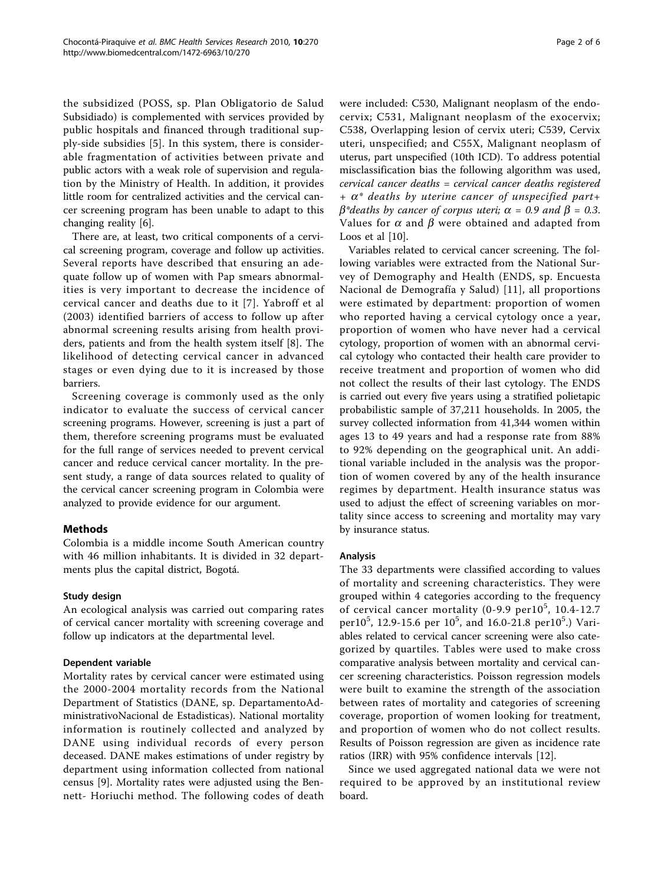the subsidized (POSS, sp. Plan Obligatorio de Salud Subsidiado) is complemented with services provided by public hospitals and financed through traditional supply-side subsidies [5]. In this system, there is considerable fragmentation of activities between private and public actors with a weak role of supervision and regulation by the Ministry of Health. In addition, it provides little room for centralized activities and the cervical cancer screening program has been unable to adapt to this changing reality [6].

There are, at least, two critical components of a cervical screening program, coverage and follow up activities. Several reports have described that ensuring an adequate follow up of women with Pap smears abnormalities is very important to decrease the incidence of cervical cancer and deaths due to it [7]. Yabroff et al (2003) identified barriers of access to follow up after abnormal screening results arising from health providers, patients and from the health system itself [8]. The likelihood of detecting cervical cancer in advanced stages or even dying due to it is increased by those barriers.

Screening coverage is commonly used as the only indicator to evaluate the success of cervical cancer screening programs. However, screening is just a part of them, therefore screening programs must be evaluated for the full range of services needed to prevent cervical cancer and reduce cervical cancer mortality. In the present study, a range of data sources related to quality of the cervical cancer screening program in Colombia were analyzed to provide evidence for our argument.

## Methods

Colombia is a middle income South American country with 46 million inhabitants. It is divided in 32 departments plus the capital district, Bogotá.

### Study design

An ecological analysis was carried out comparing rates of cervical cancer mortality with screening coverage and follow up indicators at the departmental level.

### Dependent variable

Mortality rates by cervical cancer were estimated using the 2000-2004 mortality records from the National Department of Statistics (DANE, sp. DepartamentoAdministrativoNacional de Estadisticas). National mortality information is routinely collected and analyzed by DANE using individual records of every person deceased. DANE makes estimations of under registry by department using information collected from national census [9]. Mortality rates were adjusted using the Bennett- Horiuchi method. The following codes of death were included: C530, Malignant neoplasm of the endocervix; C531, Malignant neoplasm of the exocervix; C538, Overlapping lesion of cervix uteri; C539, Cervix uteri, unspecified; and C55X, Malignant neoplasm of uterus, part unspecified (10th ICD). To address potential misclassification bias the following algorithm was used, *cervical cancer deaths = cervical cancer deaths registered + $\alpha$\* deaths by uterine cancer of unspecified part+ $\beta$\*deaths by cancer of corpus uteri; $\alpha = 0.9$ and $\beta = 0.3$.* Values for $\alpha$ and $\beta$ were obtained and adapted from Loos et al [10].

Variables related to cervical cancer screening. The following variables were extracted from the National Survey of Demography and Health (ENDS, sp. Encuesta Nacional de Demografía y Salud) [11], all proportions were estimated by department: proportion of women who reported having a cervical cytology once a year, proportion of women who have never had a cervical cytology, proportion of women with an abnormal cervical cytology who contacted their health care provider to receive treatment and proportion of women who did not collect the results of their last cytology. The ENDS is carried out every five years using a stratified polietapic probabilistic sample of 37,211 households. In 2005, the survey collected information from 41,344 women within ages 13 to 49 years and had a response rate from 88% to 92% depending on the geographical unit. An additional variable included in the analysis was the proportion of women covered by any of the health insurance regimes by department. Health insurance status was used to adjust the effect of screening variables on mortality since access to screening and mortality may vary by insurance status.

### Analysis

The 33 departments were classified according to values of mortality and screening characteristics. They were grouped within 4 categories according to the frequency of cervical cancer mortality (0-9.9 per$10^5$, 10.4-12.7 per$10^5$, 12.9-15.6 per $10^5$, and 16.0-21.8 per$10^5$.) Variables related to cervical cancer screening were also categorized by quartiles. Tables were used to make cross comparative analysis between mortality and cervical cancer screening characteristics. Poisson regression models were built to examine the strength of the association between rates of mortality and categories of screening coverage, proportion of women looking for treatment, and proportion of women who do not collect results. Results of Poisson regression are given as incidence rate ratios (IRR) with 95% confidence intervals [12].

Since we used aggregated national data we were not required to be approved by an institutional review board.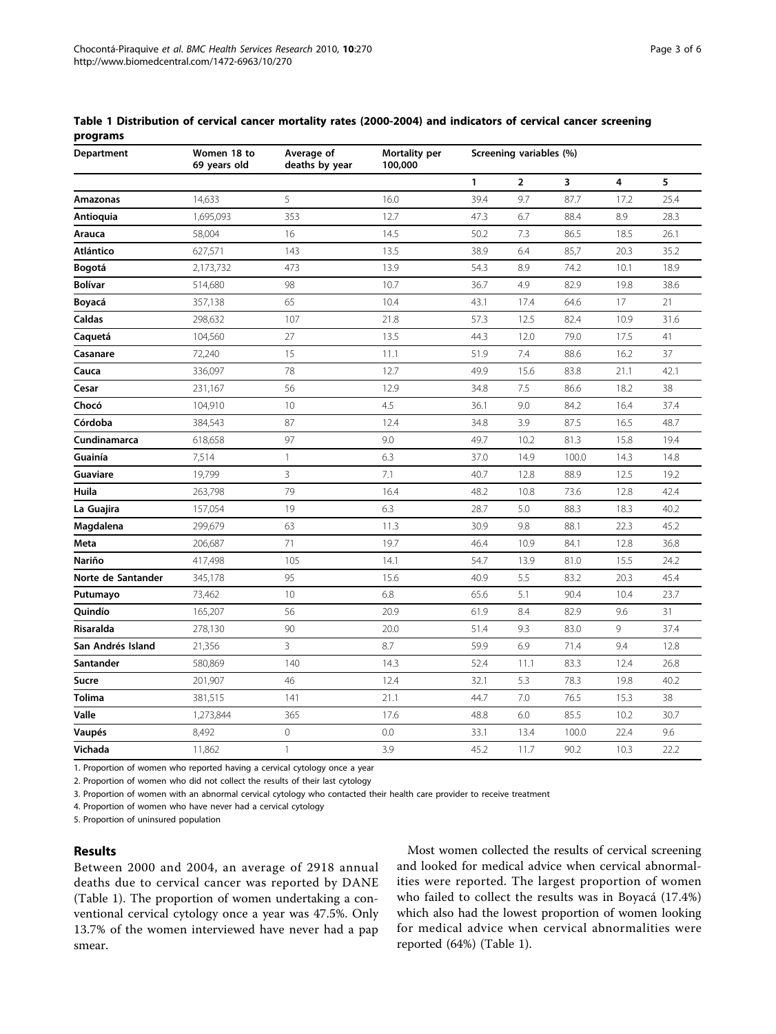**Table 1 Distribution of cervical cancer mortality rates (2000-2004) and indicators of cervical cancer screening programs**

| Department | Women 18 to 69 years old | Average of deaths by year | Mortality per 100,000 | Screening variables (%) | | | | |
|---|---|---|---|---|---|---|---|---|
| | | | | 1 | 2 | 3 | 4 | 5 |
| **Amazonas** | 14,633 | 5 | 16.0 | 39.4 | 9.7 | 87.7 | 17.2 | 25.4 |
| **Antioquia** | 1,695,093 | 353 | 12.7 | 47.3 | 6.7 | 88.4 | 8.9 | 28.3 |
| **Arauca** | 58,004 | 16 | 14.5 | 50.2 | 7.3 | 86.5 | 18.5 | 26.1 |
| **Atlántico** | 627,571 | 143 | 13.5 | 38.9 | 6.4 | 85,7 | 20.3 | 35.2 |
| **Bogotá** | 2,173,732 | 473 | 13.9 | 54.3 | 8.9 | 74.2 | 10.1 | 18.9 |
| **Bolívar** | 514,680 | 98 | 10.7 | 36.7 | 4.9 | 82.9 | 19.8 | 38.6 |
| **Boyacá** | 357,138 | 65 | 10.4 | 43.1 | 17.4 | 64.6 | 17 | 21 |
| **Caldas** | 298,632 | 107 | 21.8 | 57.3 | 12.5 | 82.4 | 10.9 | 31.6 |
| **Caquetá** | 104,560 | 27 | 13.5 | 44.3 | 12.0 | 79.0 | 17.5 | 41 |
| **Casanare** | 72,240 | 15 | 11.1 | 51.9 | 7.4 | 88.6 | 16.2 | 37 |
| **Cauca** | 336,097 | 78 | 12.7 | 49.9 | 15.6 | 83.8 | 21.1 | 42.1 |
| **Cesar** | 231,167 | 56 | 12.9 | 34.8 | 7.5 | 86.6 | 18.2 | 38 |
| **Chocó** | 104,910 | 10 | 4.5 | 36.1 | 9.0 | 84.2 | 16.4 | 37.4 |
| **Córdoba** | 384,543 | 87 | 12.4 | 34.8 | 3.9 | 87.5 | 16.5 | 48.7 |
| **Cundinamarca** | 618,658 | 97 | 9.0 | 49.7 | 10.2 | 81.3 | 15.8 | 19.4 |
| **Guainía** | 7,514 | 1 | 6.3 | 37.0 | 14.9 | 100.0 | 14.3 | 14.8 |
| **Guaviare** | 19,799 | 3 | 7.1 | 40.7 | 12.8 | 88.9 | 12.5 | 19.2 |
| **Huila** | 263,798 | 79 | 16.4 | 48.2 | 10.8 | 73.6 | 12.8 | 42.4 |
| **La Guajira** | 157,054 | 19 | 6.3 | 28.7 | 5.0 | 88.3 | 18.3 | 40.2 |
| **Magdalena** | 299,679 | 63 | 11.3 | 30.9 | 9.8 | 88.1 | 22.3 | 45.2 |
| **Meta** | 206,687 | 71 | 19.7 | 46.4 | 10.9 | 84.1 | 12.8 | 36.8 |
| **Nariño** | 417,498 | 105 | 14.1 | 54.7 | 13.9 | 81.0 | 15.5 | 24.2 |
| **Norte de Santander** | 345,178 | 95 | 15.6 | 40.9 | 5.5 | 83.2 | 20.3 | 45.4 |
| **Putumayo** | 73,462 | 10 | 6.8 | 65.6 | 5.1 | 90.4 | 10.4 | 23.7 |
| **Quindío** | 165,207 | 56 | 20.9 | 61.9 | 8.4 | 82.9 | 9.6 | 31 |
| **Risaralda** | 278,130 | 90 | 20.0 | 51.4 | 9.3 | 83.0 | 9 | 37.4 |
| **San Andrés Island** | 21,356 | 3 | 8.7 | 59.9 | 6.9 | 71.4 | 9.4 | 12.8 |
| **Santander** | 580,869 | 140 | 14.3 | 52.4 | 11.1 | 83.3 | 12.4 | 26.8 |
| **Sucre** | 201,907 | 46 | 12.4 | 32.1 | 5.3 | 78.3 | 19.8 | 40.2 |
| **Tolima** | 381,515 | 141 | 21.1 | 44.7 | 7.0 | 76.5 | 15.3 | 38 |
| **Valle** | 1,273,844 | 365 | 17.6 | 48.8 | 6.0 | 85.5 | 10.2 | 30.7 |
| **Vaupés** | 8,492 | 0 | 0.0 | 33.1 | 13.4 | 100.0 | 22.4 | 9.6 |
| **Vichada** | 11,862 | 1 | 3.9 | 45.2 | 11.7 | 90.2 | 10.3 | 22.2 |

1. Proportion of women who reported having a cervical cytology once a year
2. Proportion of women who did not collect the results of their last cytology
3. Proportion of women with an abnormal cervical cytology who contacted their health care provider to receive treatment
4. Proportion of women who have never had a cervical cytology
5. Proportion of uninsured population

## Results

Between 2000 and 2004, an average of 2918 annual deaths due to cervical cancer was reported by DANE (Table 1). The proportion of women undertaking a conventional cervical cytology once a year was 47.5%. Only 13.7% of the women interviewed have never had a pap smear.

Most women collected the results of cervical screening and looked for medical advice when cervical abnormalities were reported. The largest proportion of women who failed to collect the results was in Boyacá (17.4%) which also had the lowest proportion of women looking for medical advice when cervical abnormalities were reported (64%) (Table 1).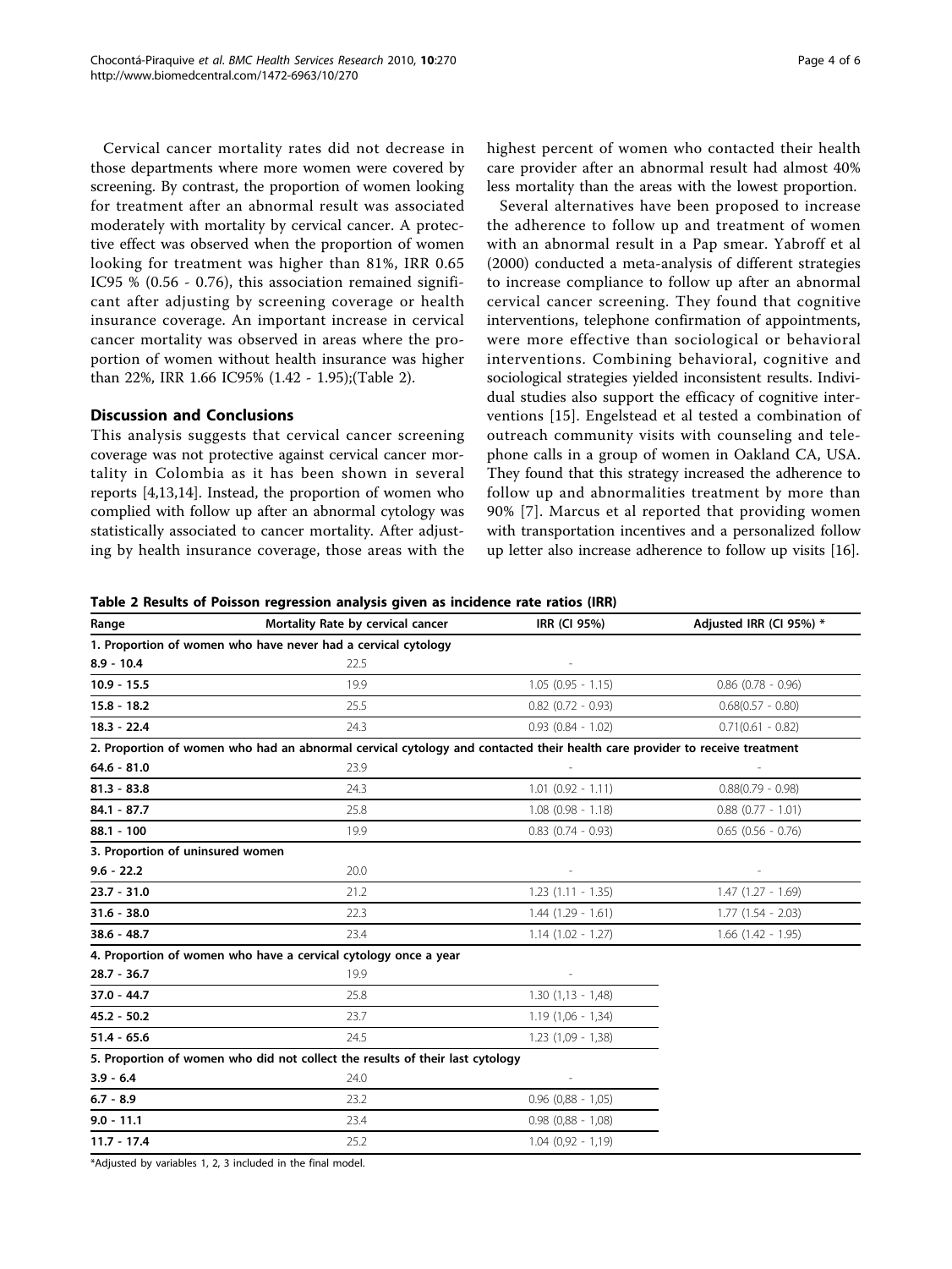Cervical cancer mortality rates did not decrease in those departments where more women were covered by screening. By contrast, the proportion of women looking for treatment after an abnormal result was associated moderately with mortality by cervical cancer. A protective effect was observed when the proportion of women looking for treatment was higher than 81%, IRR 0.65 IC95 % (0.56 - 0.76), this association remained significant after adjusting by screening coverage or health insurance coverage. An important increase in cervical cancer mortality was observed in areas where the proportion of women without health insurance was higher than 22%, IRR 1.66 IC95% (1.42 - 1.95);(Table 2).

## Discussion and Conclusions

This analysis suggests that cervical cancer screening coverage was not protective against cervical cancer mortality in Colombia as it has been shown in several reports [4,13,14]. Instead, the proportion of women who complied with follow up after an abnormal cytology was statistically associated to cancer mortality. After adjusting by health insurance coverage, those areas with the highest percent of women who contacted their health care provider after an abnormal result had almost 40% less mortality than the areas with the lowest proportion.

Several alternatives have been proposed to increase the adherence to follow up and treatment of women with an abnormal result in a Pap smear. Yabroff et al (2000) conducted a meta-analysis of different strategies to increase compliance to follow up after an abnormal cervical cancer screening. They found that cognitive interventions, telephone confirmation of appointments, were more effective than sociological or behavioral interventions. Combining behavioral, cognitive and sociological strategies yielded inconsistent results. Individual studies also support the efficacy of cognitive interventions [15]. Engelstead et al tested a combination of outreach community visits with counseling and telephone calls in a group of women in Oakland CA, USA. They found that this strategy increased the adherence to follow up and abnormalities treatment by more than 90% [7]. Marcus et al reported that providing women with transportation incentives and a personalized follow up letter also increase adherence to follow up visits [16].

**Table 2 Results of Poisson regression analysis given as incidence rate ratios (IRR)**

| Range | Mortality Rate by cervical cancer | IRR (CI 95%) | Adjusted IRR (CI 95%) * |
|---|---|---|---|
| **1. Proportion of women who have never had a cervical cytology** | | | |
| **8.9 - 10.4** | 22.5 | - | |
| **10.9 - 15.5** | 19.9 | 1.05 (0.95 - 1.15) | 0.86 (0.78 - 0.96) |
| **15.8 - 18.2** | 25.5 | 0.82 (0.72 - 0.93) | 0.68(0.57 - 0.80) |
| **18.3 - 22.4** | 24.3 | 0.93 (0.84 - 1.02) | 0.71(0.61 - 0.82) |
| **2. Proportion of women who had an abnormal cervical cytology and contacted their health care provider to receive treatment** | | | |
| **64.6 - 81.0** | 23.9 | - | - |
| **81.3 - 83.8** | 24.3 | 1.01 (0.92 - 1.11) | 0.88(0.79 - 0.98) |
| **84.1 - 87.7** | 25.8 | 1.08 (0.98 - 1.18) | 0.88 (0.77 - 1.01) |
| **88.1 - 100** | 19.9 | 0.83 (0.74 - 0.93) | 0.65 (0.56 - 0.76) |
| **3. Proportion of uninsured women** | | | |
| **9.6 - 22.2** | 20.0 | - | - |
| **23.7 - 31.0** | 21.2 | 1.23 (1.11 - 1.35) | 1.47 (1.27 - 1.69) |
| **31.6 - 38.0** | 22.3 | 1.44 (1.29 - 1.61) | 1.77 (1.54 - 2.03) |
| **38.6 - 48.7** | 23.4 | 1.14 (1.02 - 1.27) | 1.66 (1.42 - 1.95) |
| **4. Proportion of women who have a cervical cytology once a year** | | | |
| **28.7 - 36.7** | 19.9 | - | |
| **37.0 - 44.7** | 25.8 | 1.30 (1,13 - 1,48) | |
| **45.2 - 50.2** | 23.7 | 1.19 (1,06 - 1,34) | |
| **51.4 - 65.6** | 24.5 | 1.23 (1,09 - 1,38) | |
| **5. Proportion of women who did not collect the results of their last cytology** | | | |
| **3.9 - 6.4** | 24.0 | - | |
| **6.7 - 8.9** | 23.2 | 0.96 (0,88 - 1,05) | |
| **9.0 - 11.1** | 23.4 | 0.98 (0,88 - 1,08) | |
| **11.7 - 17.4** | 25.2 | 1.04 (0,92 - 1,19) | |

*Adjusted by variables 1, 2, 3 included in the final model.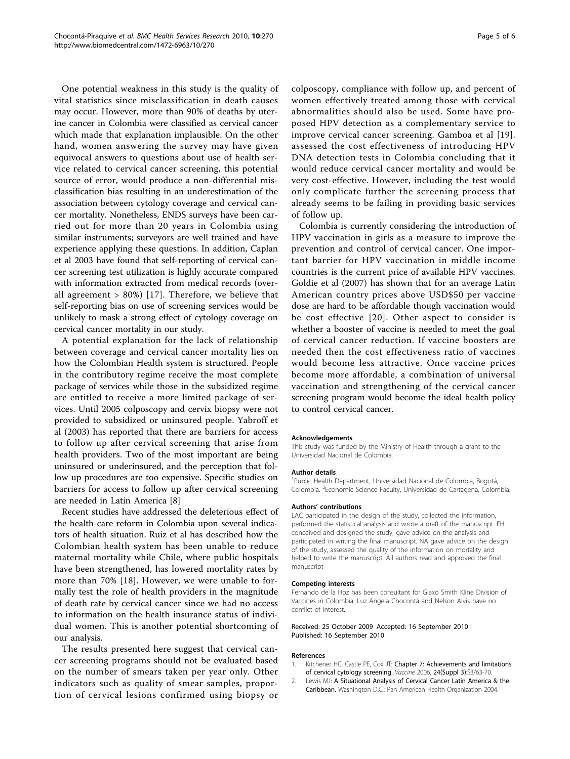One potential weakness in this study is the quality of vital statistics since misclassification in death causes may occur. However, more than 90% of deaths by uterine cancer in Colombia were classified as cervical cancer which made that explanation implausible. On the other hand, women answering the survey may have given equivocal answers to questions about use of health service related to cervical cancer screening, this potential source of error, would produce a non-differential misclassification bias resulting in an underestimation of the association between cytology coverage and cervical cancer mortality. Nonetheless, ENDS surveys have been carried out for more than 20 years in Colombia using similar instruments; surveyors are well trained and have experience applying these questions. In addition, Caplan et al 2003 have found that self-reporting of cervical cancer screening test utilization is highly accurate compared with information extracted from medical records (overall agreement > 80%) [17]. Therefore, we believe that self-reporting bias on use of screening services would be unlikely to mask a strong effect of cytology coverage on cervical cancer mortality in our study.

A potential explanation for the lack of relationship between coverage and cervical cancer mortality lies on how the Colombian Health system is structured. People in the contributory regime receive the most complete package of services while those in the subsidized regime are entitled to receive a more limited package of services. Until 2005 colposcopy and cervix biopsy were not provided to subsidized or uninsured people. Yabroff et al (2003) has reported that there are barriers for access to follow up after cervical screening that arise from health providers. Two of the most important are being uninsured or underinsured, and the perception that follow up procedures are too expensive. Specific studies on barriers for access to follow up after cervical screening are needed in Latin America [8]

Recent studies have addressed the deleterious effect of the health care reform in Colombia upon several indicators of health situation. Ruiz et al has described how the Colombian health system has been unable to reduce maternal mortality while Chile, where public hospitals have been strengthened, has lowered mortality rates by more than 70% [18]. However, we were unable to formally test the role of health providers in the magnitude of death rate by cervical cancer since we had no access to information on the health insurance status of individual women. This is another potential shortcoming of our analysis.

The results presented here suggest that cervical cancer screening programs should not be evaluated based on the number of smears taken per year only. Other indicators such as quality of smear samples, proportion of cervical lesions confirmed using biopsy or colposcopy, compliance with follow up, and percent of women effectively treated among those with cervical abnormalities should also be used. Some have proposed HPV detection as a complementary service to improve cervical cancer screening. Gamboa et al [19]. assessed the cost effectiveness of introducing HPV DNA detection tests in Colombia concluding that it would reduce cervical cancer mortality and would be very cost-effective. However, including the test would only complicate further the screening process that already seems to be failing in providing basic services of follow up.

Colombia is currently considering the introduction of HPV vaccination in girls as a measure to improve the prevention and control of cervical cancer. One important barrier for HPV vaccination in middle income countries is the current price of available HPV vaccines. Goldie et al (2007) has shown that for an average Latin American country prices above USD$50 per vaccine dose are hard to be affordable though vaccination would be cost effective [20]. Other aspect to consider is whether a booster of vaccine is needed to meet the goal of cervical cancer reduction. If vaccine boosters are needed then the cost effectiveness ratio of vaccines would become less attractive. Once vaccine prices become more affordable, a combination of universal vaccination and strengthening of the cervical cancer screening program would become the ideal health policy to control cervical cancer.

#### Acknowledgements

This study was funded by the Ministry of Health through a grant to the Universidad Nacional de Colombia.

#### Author details

[1]Public Health Department, Universidad Nacional de Colombia, Bogotá, Colombia. [2]Economic Science Faculty, Universidad de Cartagena, Colombia.

#### Authors' contributions

LAC participated in the design of the study, collected the information, performed the statistical analysis and wrote a draft of the manuscript. FH conceived and designed the study, gave advice on the analysis and participated in writing the final manuscript. NA gave advice on the design of the study, assessed the quality of the information on mortality and helped to write the manuscript. All authors read and approved the final manuscript

#### Competing interests

Fernando de la Hoz has been consultant for Glaxo Smith Kline Division of Vaccines in Colombia. Luz Angela Chocontá and Nelson Alvis have no conflict of interest.

Received: 25 October 2009 Accepted: 16 September 2010
Published: 16 September 2010

#### References

1. Kitchener HC, Castle PE, Cox JT: **Chapter 7: Achievements and limitations of cervical cytology screening.** *Vaccine* 2006, **24(Suppl 3)**:S3/63-70.
2. Lewis MJ: **A Situational Analysis of Cervical Cancer Latin America & the Caribbean.** Washington D.C.: Pan American Health Organization 2004.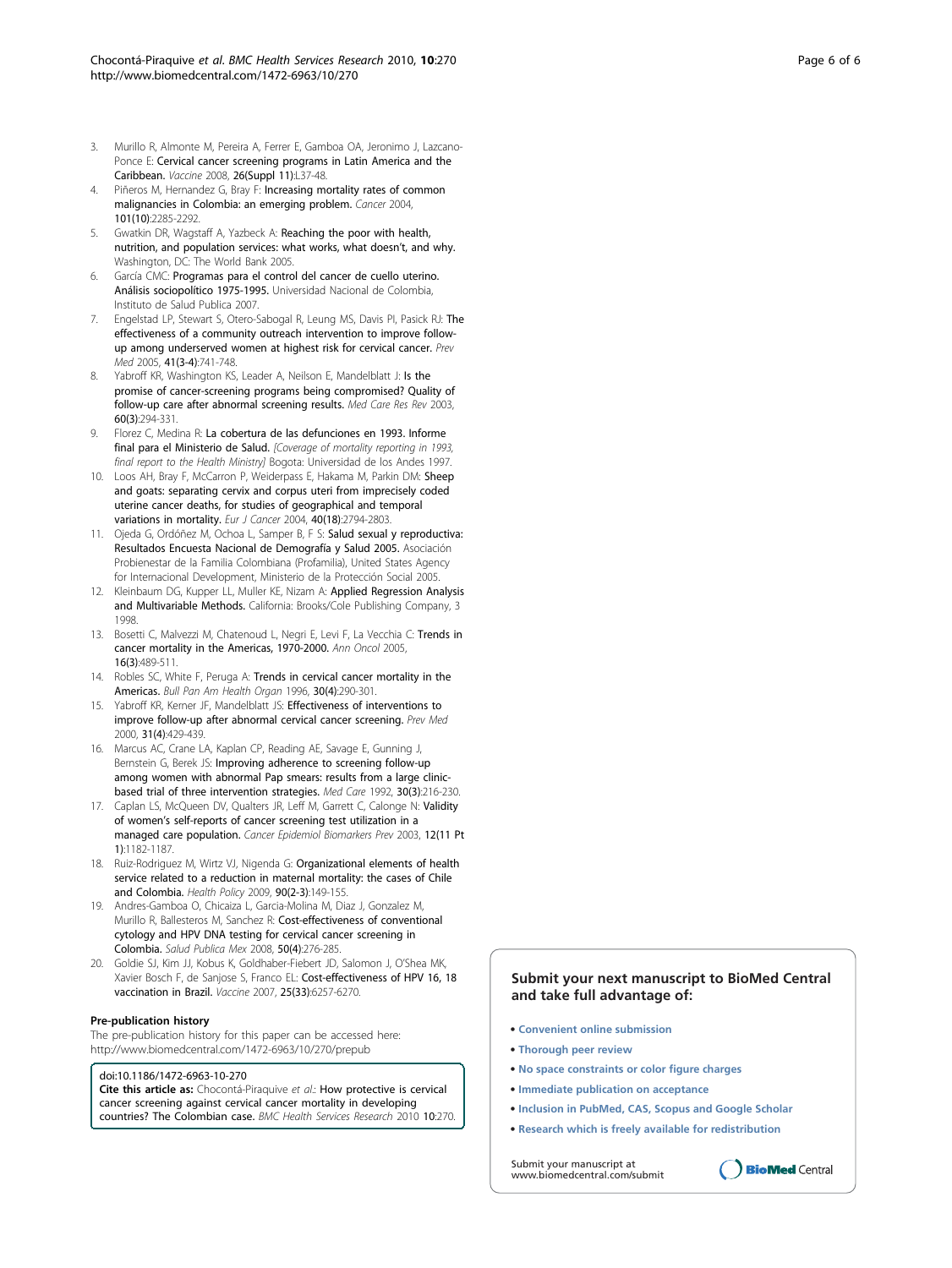3. Murillo R, Almonte M, Pereira A, Ferrer E, Gamboa OA, Jeronimo J, Lazcano-Ponce E: **Cervical cancer screening programs in Latin America and the Caribbean.** *Vaccine* 2008, **26(Suppl 11)**:L37-48.
4. Piñeros M, Hernandez G, Bray F: **Increasing mortality rates of common malignancies in Colombia: an emerging problem.** *Cancer* 2004, **101(10)**:2285-2292.
5. Gwatkin DR, Wagstaff A, Yazbeck A: **Reaching the poor with health, nutrition, and population services: what works, what doesn't, and why.** Washington, DC: The World Bank 2005.
6. García CMC: **Programas para el control del cancer de cuello uterino. Análisis sociopolítico 1975-1995.** Universidad Nacional de Colombia, Instituto de Salud Publica 2007.
7. Engelstad LP, Stewart S, Otero-Sabogal R, Leung MS, Davis PI, Pasick RJ: **The effectiveness of a community outreach intervention to improve follow-up among underserved women at highest risk for cervical cancer.** *Prev Med* 2005, **41(3-4)**:741-748.
8. Yabroff KR, Washington KS, Leader A, Neilson E, Mandelblatt J: **Is the promise of cancer-screening programs being compromised? Quality of follow-up care after abnormal screening results.** *Med Care Res Rev* 2003, **60(3)**:294-331.
9. Florez C, Medina R: **La cobertura de las defunciones en 1993. Informe final para el Ministerio de Salud.** *[Coverage of mortality reporting in 1993, final report to the Health Ministry]* Bogota: Universidad de los Andes 1997.
10. Loos AH, Bray F, McCarron P, Weiderpass E, Hakama M, Parkin DM: **Sheep and goats: separating cervix and corpus uteri from imprecisely coded uterine cancer deaths, for studies of geographical and temporal variations in mortality.** *Eur J Cancer* 2004, **40(18)**:2794-2803.
11. Ojeda G, Ordóñez M, Ochoa L, Samper B, F S: **Salud sexual y reproductiva: Resultados Encuesta Nacional de Demografía y Salud 2005.** Asociación Probienestar de la Familia Colombiana (Profamilia), United States Agency for Internacional Development, Ministerio de la Protección Social 2005.
12. Kleinbaum DG, Kupper LL, Muller KE, Nizam A: **Applied Regression Analysis and Multivariable Methods.** California: Brooks/Cole Publishing Company, 3 1998.
13. Bosetti C, Malvezzi M, Chatenoud L, Negri E, Levi F, La Vecchia C: **Trends in cancer mortality in the Americas, 1970-2000.** *Ann Oncol* 2005, **16(3)**:489-511.
14. Robles SC, White F, Peruga A: **Trends in cervical cancer mortality in the Americas.** *Bull Pan Am Health Organ* 1996, **30(4)**:290-301.
15. Yabroff KR, Kerner JF, Mandelblatt JS: **Effectiveness of interventions to improve follow-up after abnormal cervical cancer screening.** *Prev Med* 2000, **31(4)**:429-439.
16. Marcus AC, Crane LA, Kaplan CP, Reading AE, Savage E, Gunning J, Bernstein G, Berek JS: **Improving adherence to screening follow-up among women with abnormal Pap smears: results from a large clinic-based trial of three intervention strategies.** *Med Care* 1992, **30(3)**:216-230.
17. Caplan LS, McQueen DV, Qualters JR, Leff M, Garrett C, Calonge N: **Validity of women's self-reports of cancer screening test utilization in a managed care population.** *Cancer Epidemiol Biomarkers Prev* 2003, **12(11 Pt 1)**:1182-1187.
18. Ruiz-Rodriguez M, Wirtz VJ, Nigenda G: **Organizational elements of health service related to a reduction in maternal mortality: the cases of Chile and Colombia.** *Health Policy* 2009, **90(2-3)**:149-155.
19. Andres-Gamboa O, Chicaiza L, Garcia-Molina M, Diaz J, Gonzalez M, Murillo R, Ballesteros M, Sanchez R: **Cost-effectiveness of conventional cytology and HPV DNA testing for cervical cancer screening in Colombia.** *Salud Publica Mex* 2008, **50(4)**:276-285.
20. Goldie SJ, Kim JJ, Kobus K, Goldhaber-Fiebert JD, Salomon J, O'Shea MK, Xavier Bosch F, de Sanjose S, Franco EL: **Cost-effectiveness of HPV 16, 18 vaccination in Brazil.** *Vaccine* 2007, **25(33)**:6257-6270.

### Pre-publication history

The pre-publication history for this paper can be accessed here: http://www.biomedcentral.com/1472-6963/10/270/prepub

doi:10.1186/1472-6963-10-270

**Cite this article as:** Chocontá-Piraquive *et al.*: How protective is cervical cancer screening against cervical cancer mortality in developing countries? The Colombian case. *BMC Health Services Research* 2010 **10**:270.

**Submit your next manuscript to BioMed Central and take full advantage of:**

- Convenient online submission
- Thorough peer review
- No space constraints or color figure charges
- Immediate publication on acceptance
- Inclusion in PubMed, CAS, Scopus and Google Scholar
- Research which is freely available for redistribution

Submit your manuscript at www.biomedcentral.com/submit

BioMed Central